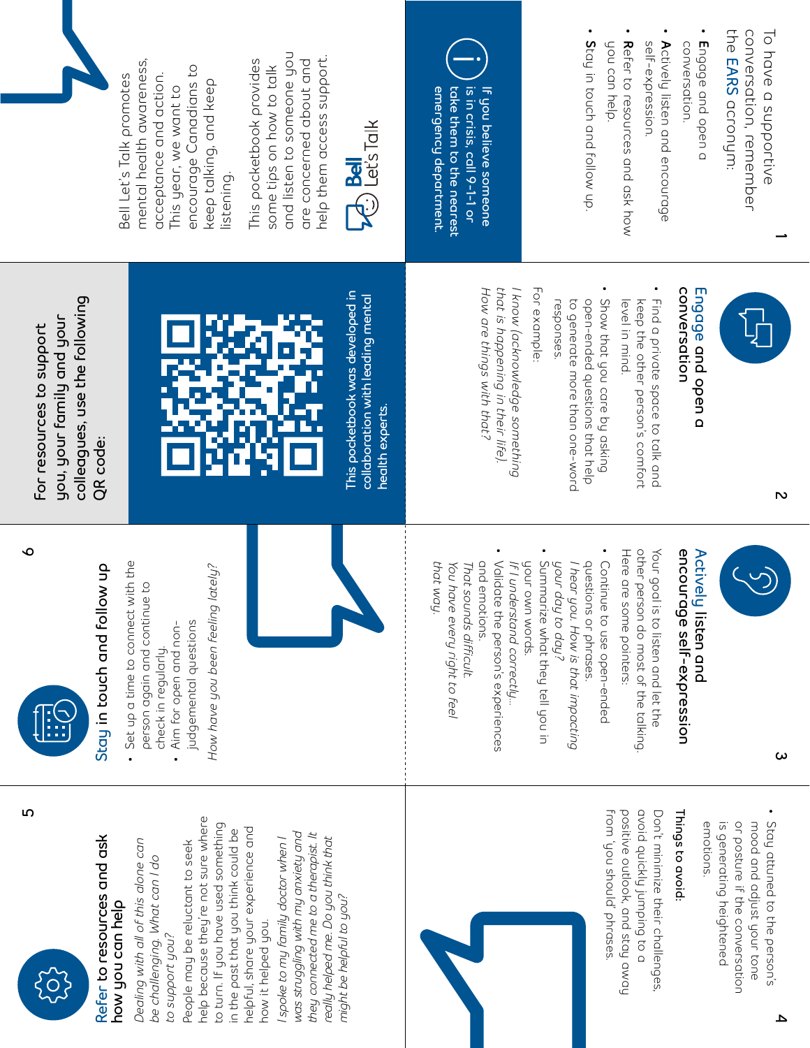Bell Let's Talk promotes mental health awareness, acceptance and action. This year, we want to encourage Canadians to keep talking, and keep listening.

This pocketbook provides some tips on how to talk and listen to someone you are concerned about and help them access support.

Bell Let's Talk

If you believe someone is in crisis, call 9-1-1 or take them to the nearest emergency department.

To have a supportive conversation, remember the **EARS** acronym:

- **E**ngage and open a conversation.
- **A**ctively listen and encourage self-expression.
- **R**efer to resources and ask how you can help.
- **S**tay in touch and follow up.

## Engage and open a conversation

- Find a private space to talk and keep the other person's comfort level in mind.
- Show that you care by asking open-ended questions that help to generate more than one-word responses.

For example:

*I know (acknowledge something that is happening in their life). How are things with that?*

## Actively listen and encourage self-expression

Your goal is to listen and let the other person do most of the talking. Here are some pointers:

- Continue to use open-ended questions or phrases. *I hear you. How is that impacting your day to day?*
- Summarize what they tell you in your own words. *If I understand correctly…*
- Validate the person's experiences and emotions. *That sounds difficult. You have every right to feel that way.*
- Stay attuned to the person's mood and adjust your tone or posture if the conversation is generating heightened emotions.

**Things to avoid:**

Don't minimize their challenges, avoid quickly jumping to a positive outlook, and stay away from 'you should' phrases.

## Refer to resources and ask how you can help

*Dealing with all of this alone can be challenging. What can I do to support you?*

People may be reluctant to seek help because they're not sure where to turn. If you have used something in the past that you think could be helpful, share your experience and how it helped you.

*I spoke to my family doctor when I was struggling with my anxiety and they connected me to a therapist. It really helped me. Do you think that might be helpful to you?*

## Stay in touch and follow up

- Set up a time to connect with the person again and continue to check in regularly.
- Aim for open and non-judgemental questions

*How have you been feeling lately?*

For resources to support you, your family and your colleagues, use the following QR code:

This pocketbook was developed in collaboration with leading mental health experts.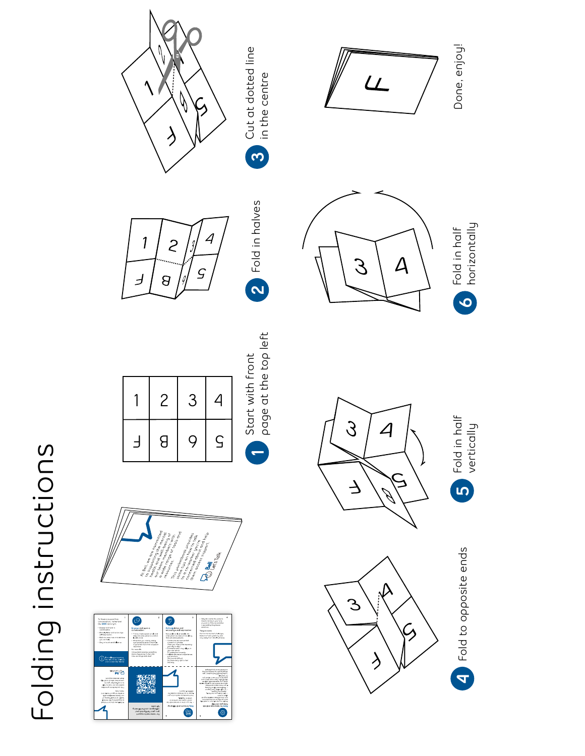# Folding instructions

1 Start with front page at the top left

2 Fold in halves

3 Cut at dotted line in the centre

4 Fold to opposite ends

5 Fold in half vertically

6 Fold in half horizontally

Done, enjoy!